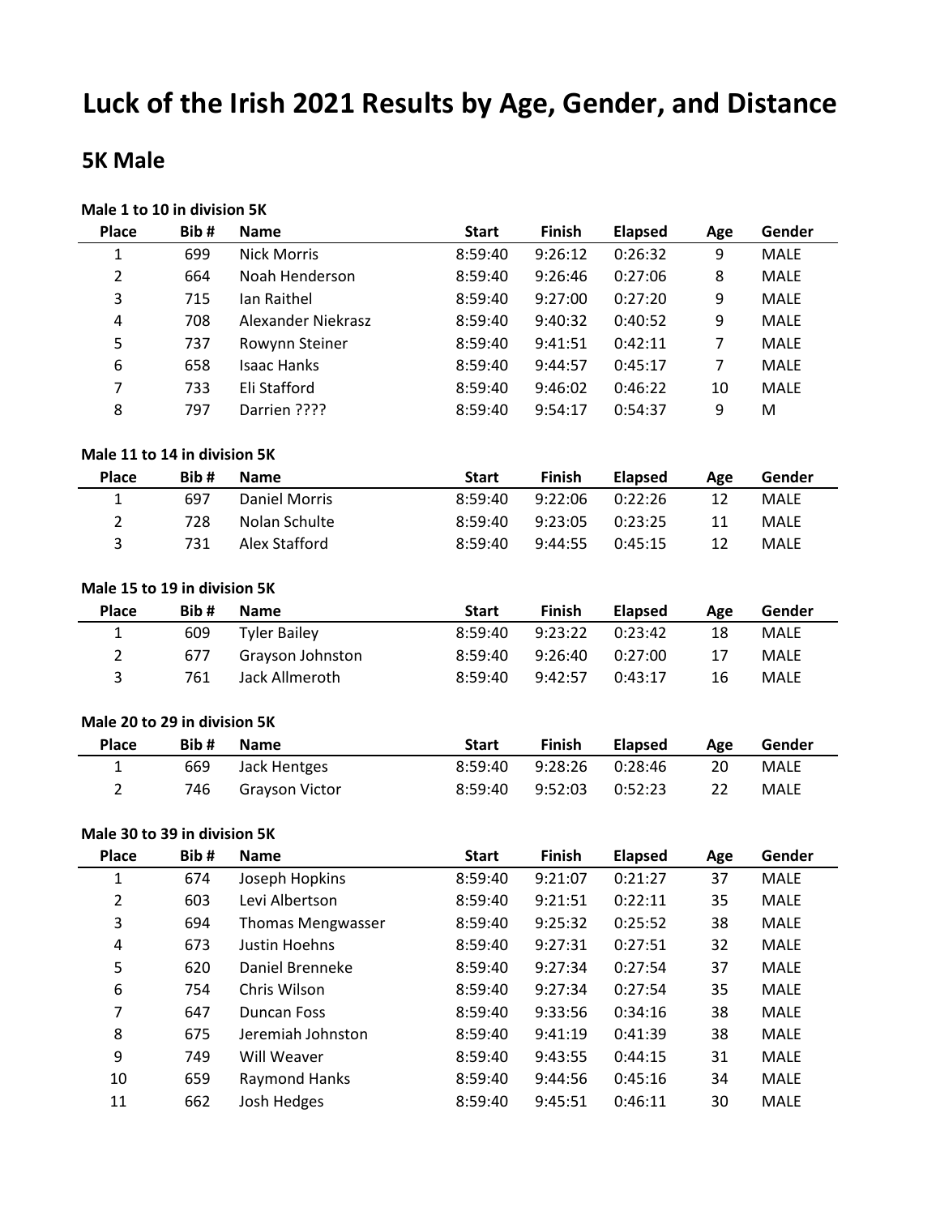# Luck of the Irish 2021 Results by Age, Gender, and Distance

## 5K Male

**Male 1 to 10 in division 5K**

| Place | Bib # | Name | Start | Finish | Elapsed | Age | Gender |
|---|---|---|---|---|---|---|---|
| 1 | 699 | Nick Morris | 8:59:40 | 9:26:12 | 0:26:32 | 9 | MALE |
| 2 | 664 | Noah Henderson | 8:59:40 | 9:26:46 | 0:27:06 | 8 | MALE |
| 3 | 715 | Ian Raithel | 8:59:40 | 9:27:00 | 0:27:20 | 9 | MALE |
| 4 | 708 | Alexander Niekrasz | 8:59:40 | 9:40:32 | 0:40:52 | 9 | MALE |
| 5 | 737 | Rowynn Steiner | 8:59:40 | 9:41:51 | 0:42:11 | 7 | MALE |
| 6 | 658 | Isaac Hanks | 8:59:40 | 9:44:57 | 0:45:17 | 7 | MALE |
| 7 | 733 | Eli Stafford | 8:59:40 | 9:46:02 | 0:46:22 | 10 | MALE |
| 8 | 797 | Darrien ???? | 8:59:40 | 9:54:17 | 0:54:37 | 9 | M |

**Male 11 to 14 in division 5K**

| Place | Bib # | Name | Start | Finish | Elapsed | Age | Gender |
|---|---|---|---|---|---|---|---|
| 1 | 697 | Daniel Morris | 8:59:40 | 9:22:06 | 0:22:26 | 12 | MALE |
| 2 | 728 | Nolan Schulte | 8:59:40 | 9:23:05 | 0:23:25 | 11 | MALE |
| 3 | 731 | Alex Stafford | 8:59:40 | 9:44:55 | 0:45:15 | 12 | MALE |

**Male 15 to 19 in division 5K**

| Place | Bib # | Name | Start | Finish | Elapsed | Age | Gender |
|---|---|---|---|---|---|---|---|
| 1 | 609 | Tyler Bailey | 8:59:40 | 9:23:22 | 0:23:42 | 18 | MALE |
| 2 | 677 | Grayson Johnston | 8:59:40 | 9:26:40 | 0:27:00 | 17 | MALE |
| 3 | 761 | Jack Allmeroth | 8:59:40 | 9:42:57 | 0:43:17 | 16 | MALE |

**Male 20 to 29 in division 5K**

| Place | Bib # | Name | Start | Finish | Elapsed | Age | Gender |
|---|---|---|---|---|---|---|---|
| 1 | 669 | Jack Hentges | 8:59:40 | 9:28:26 | 0:28:46 | 20 | MALE |
| 2 | 746 | Grayson Victor | 8:59:40 | 9:52:03 | 0:52:23 | 22 | MALE |

**Male 30 to 39 in division 5K**

| Place | Bib # | Name | Start | Finish | Elapsed | Age | Gender |
|---|---|---|---|---|---|---|---|
| 1 | 674 | Joseph Hopkins | 8:59:40 | 9:21:07 | 0:21:27 | 37 | MALE |
| 2 | 603 | Levi Albertson | 8:59:40 | 9:21:51 | 0:22:11 | 35 | MALE |
| 3 | 694 | Thomas Mengwasser | 8:59:40 | 9:25:32 | 0:25:52 | 38 | MALE |
| 4 | 673 | Justin Hoehns | 8:59:40 | 9:27:31 | 0:27:51 | 32 | MALE |
| 5 | 620 | Daniel Brenneke | 8:59:40 | 9:27:34 | 0:27:54 | 37 | MALE |
| 6 | 754 | Chris Wilson | 8:59:40 | 9:27:34 | 0:27:54 | 35 | MALE |
| 7 | 647 | Duncan Foss | 8:59:40 | 9:33:56 | 0:34:16 | 38 | MALE |
| 8 | 675 | Jeremiah Johnston | 8:59:40 | 9:41:19 | 0:41:39 | 38 | MALE |
| 9 | 749 | Will Weaver | 8:59:40 | 9:43:55 | 0:44:15 | 31 | MALE |
| 10 | 659 | Raymond Hanks | 8:59:40 | 9:44:56 | 0:45:16 | 34 | MALE |
| 11 | 662 | Josh Hedges | 8:59:40 | 9:45:51 | 0:46:11 | 30 | MALE |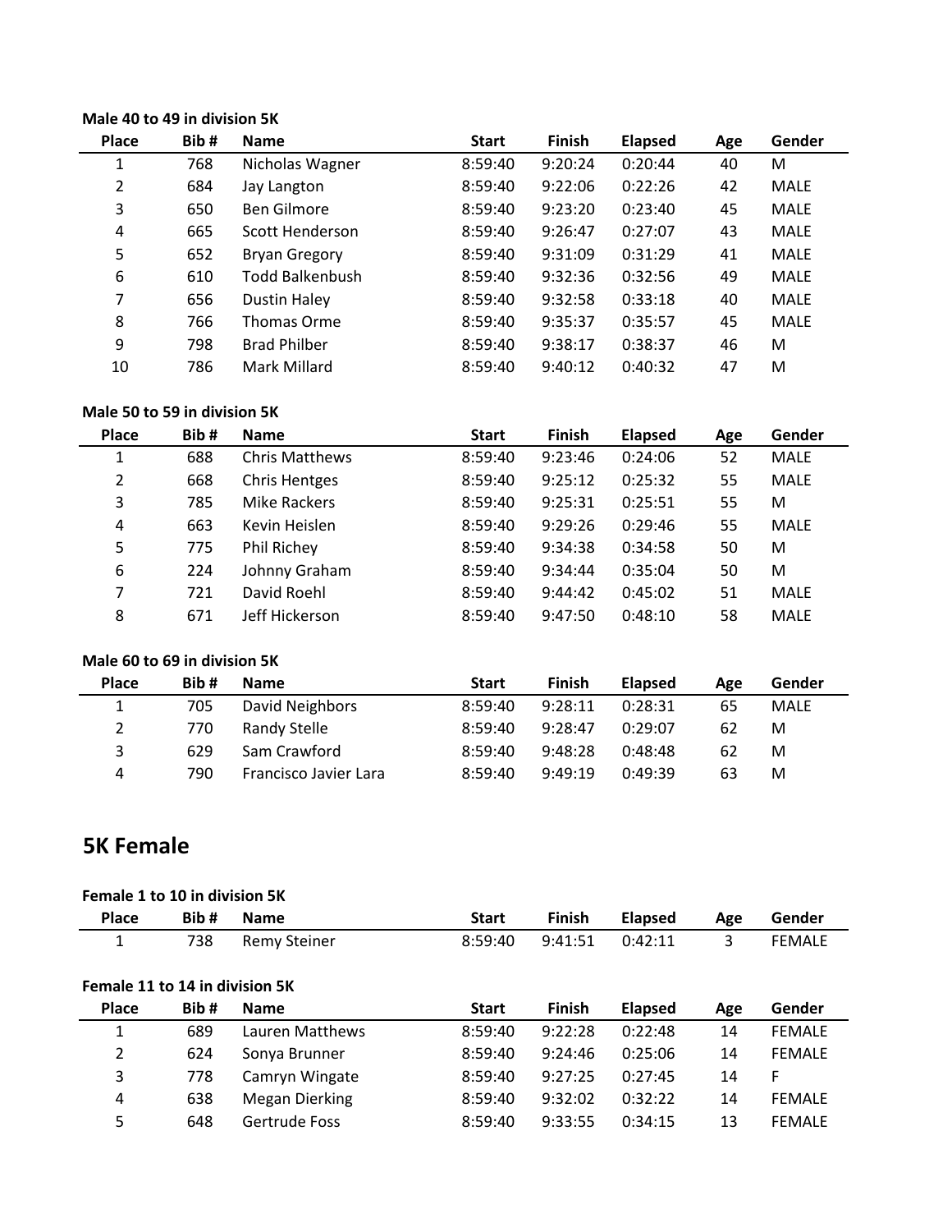**Male 40 to 49 in division 5K**

| Place | Bib # | Name | Start | Finish | Elapsed | Age | Gender |
|---|---|---|---|---|---|---|---|
| 1 | 768 | Nicholas Wagner | 8:59:40 | 9:20:24 | 0:20:44 | 40 | M |
| 2 | 684 | Jay Langton | 8:59:40 | 9:22:06 | 0:22:26 | 42 | MALE |
| 3 | 650 | Ben Gilmore | 8:59:40 | 9:23:20 | 0:23:40 | 45 | MALE |
| 4 | 665 | Scott Henderson | 8:59:40 | 9:26:47 | 0:27:07 | 43 | MALE |
| 5 | 652 | Bryan Gregory | 8:59:40 | 9:31:09 | 0:31:29 | 41 | MALE |
| 6 | 610 | Todd Balkenbush | 8:59:40 | 9:32:36 | 0:32:56 | 49 | MALE |
| 7 | 656 | Dustin Haley | 8:59:40 | 9:32:58 | 0:33:18 | 40 | MALE |
| 8 | 766 | Thomas Orme | 8:59:40 | 9:35:37 | 0:35:57 | 45 | MALE |
| 9 | 798 | Brad Philber | 8:59:40 | 9:38:17 | 0:38:37 | 46 | M |
| 10 | 786 | Mark Millard | 8:59:40 | 9:40:12 | 0:40:32 | 47 | M |

**Male 50 to 59 in division 5K**

| Place | Bib # | Name | Start | Finish | Elapsed | Age | Gender |
|---|---|---|---|---|---|---|---|
| 1 | 688 | Chris Matthews | 8:59:40 | 9:23:46 | 0:24:06 | 52 | MALE |
| 2 | 668 | Chris Hentges | 8:59:40 | 9:25:12 | 0:25:32 | 55 | MALE |
| 3 | 785 | Mike Rackers | 8:59:40 | 9:25:31 | 0:25:51 | 55 | M |
| 4 | 663 | Kevin Heislen | 8:59:40 | 9:29:26 | 0:29:46 | 55 | MALE |
| 5 | 775 | Phil Richey | 8:59:40 | 9:34:38 | 0:34:58 | 50 | M |
| 6 | 224 | Johnny Graham | 8:59:40 | 9:34:44 | 0:35:04 | 50 | M |
| 7 | 721 | David Roehl | 8:59:40 | 9:44:42 | 0:45:02 | 51 | MALE |
| 8 | 671 | Jeff Hickerson | 8:59:40 | 9:47:50 | 0:48:10 | 58 | MALE |

**Male 60 to 69 in division 5K**

| Place | Bib # | Name | Start | Finish | Elapsed | Age | Gender |
|---|---|---|---|---|---|---|---|
| 1 | 705 | David Neighbors | 8:59:40 | 9:28:11 | 0:28:31 | 65 | MALE |
| 2 | 770 | Randy Stelle | 8:59:40 | 9:28:47 | 0:29:07 | 62 | M |
| 3 | 629 | Sam Crawford | 8:59:40 | 9:48:28 | 0:48:48 | 62 | M |
| 4 | 790 | Francisco Javier Lara | 8:59:40 | 9:49:19 | 0:49:39 | 63 | M |

## 5K Female

**Female 1 to 10 in division 5K**

| Place | Bib # | Name | Start | Finish | Elapsed | Age | Gender |
|---|---|---|---|---|---|---|---|
| 1 | 738 | Remy Steiner | 8:59:40 | 9:41:51 | 0:42:11 | 3 | FEMALE |

**Female 11 to 14 in division 5K**

| Place | Bib # | Name | Start | Finish | Elapsed | Age | Gender |
|---|---|---|---|---|---|---|---|
| 1 | 689 | Lauren Matthews | 8:59:40 | 9:22:28 | 0:22:48 | 14 | FEMALE |
| 2 | 624 | Sonya Brunner | 8:59:40 | 9:24:46 | 0:25:06 | 14 | FEMALE |
| 3 | 778 | Camryn Wingate | 8:59:40 | 9:27:25 | 0:27:45 | 14 | F |
| 4 | 638 | Megan Dierking | 8:59:40 | 9:32:02 | 0:32:22 | 14 | FEMALE |
| 5 | 648 | Gertrude Foss | 8:59:40 | 9:33:55 | 0:34:15 | 13 | FEMALE |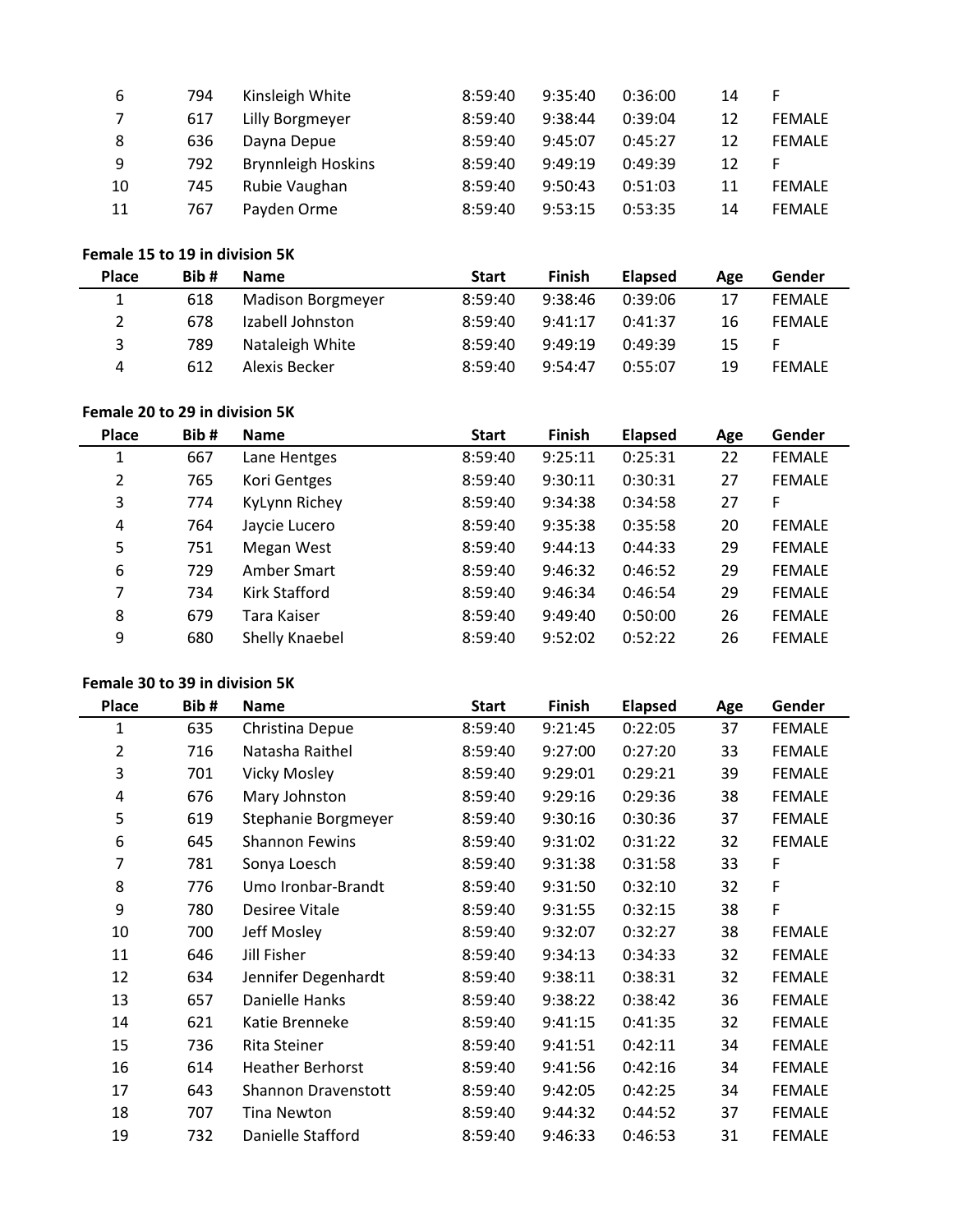| Place | Bib # | Name | Start | Finish | Elapsed | Age | Gender |
|---|---|---|---|---|---|---|---|
| 6 | 794 | Kinsleigh White | 8:59:40 | 9:35:40 | 0:36:00 | 14 | F |
| 7 | 617 | Lilly Borgmeyer | 8:59:40 | 9:38:44 | 0:39:04 | 12 | FEMALE |
| 8 | 636 | Dayna Depue | 8:59:40 | 9:45:07 | 0:45:27 | 12 | FEMALE |
| 9 | 792 | Brynnleigh Hoskins | 8:59:40 | 9:49:19 | 0:49:39 | 12 | F |
| 10 | 745 | Rubie Vaughan | 8:59:40 | 9:50:43 | 0:51:03 | 11 | FEMALE |
| 11 | 767 | Payden Orme | 8:59:40 | 9:53:15 | 0:53:35 | 14 | FEMALE |

**Female 15 to 19 in division 5K**

| Place | Bib # | Name | Start | Finish | Elapsed | Age | Gender |
|---|---|---|---|---|---|---|---|
| 1 | 618 | Madison Borgmeyer | 8:59:40 | 9:38:46 | 0:39:06 | 17 | FEMALE |
| 2 | 678 | Izabell Johnston | 8:59:40 | 9:41:17 | 0:41:37 | 16 | FEMALE |
| 3 | 789 | Nataleigh White | 8:59:40 | 9:49:19 | 0:49:39 | 15 | F |
| 4 | 612 | Alexis Becker | 8:59:40 | 9:54:47 | 0:55:07 | 19 | FEMALE |

**Female 20 to 29 in division 5K**

| Place | Bib # | Name | Start | Finish | Elapsed | Age | Gender |
|---|---|---|---|---|---|---|---|
| 1 | 667 | Lane Hentges | 8:59:40 | 9:25:11 | 0:25:31 | 22 | FEMALE |
| 2 | 765 | Kori Gentges | 8:59:40 | 9:30:11 | 0:30:31 | 27 | FEMALE |
| 3 | 774 | KyLynn Richey | 8:59:40 | 9:34:38 | 0:34:58 | 27 | F |
| 4 | 764 | Jaycie Lucero | 8:59:40 | 9:35:38 | 0:35:58 | 20 | FEMALE |
| 5 | 751 | Megan West | 8:59:40 | 9:44:13 | 0:44:33 | 29 | FEMALE |
| 6 | 729 | Amber Smart | 8:59:40 | 9:46:32 | 0:46:52 | 29 | FEMALE |
| 7 | 734 | Kirk Stafford | 8:59:40 | 9:46:34 | 0:46:54 | 29 | FEMALE |
| 8 | 679 | Tara Kaiser | 8:59:40 | 9:49:40 | 0:50:00 | 26 | FEMALE |
| 9 | 680 | Shelly Knaebel | 8:59:40 | 9:52:02 | 0:52:22 | 26 | FEMALE |

**Female 30 to 39 in division 5K**

| Place | Bib # | Name | Start | Finish | Elapsed | Age | Gender |
|---|---|---|---|---|---|---|---|
| 1 | 635 | Christina Depue | 8:59:40 | 9:21:45 | 0:22:05 | 37 | FEMALE |
| 2 | 716 | Natasha Raithel | 8:59:40 | 9:27:00 | 0:27:20 | 33 | FEMALE |
| 3 | 701 | Vicky Mosley | 8:59:40 | 9:29:01 | 0:29:21 | 39 | FEMALE |
| 4 | 676 | Mary Johnston | 8:59:40 | 9:29:16 | 0:29:36 | 38 | FEMALE |
| 5 | 619 | Stephanie Borgmeyer | 8:59:40 | 9:30:16 | 0:30:36 | 37 | FEMALE |
| 6 | 645 | Shannon Fewins | 8:59:40 | 9:31:02 | 0:31:22 | 32 | FEMALE |
| 7 | 781 | Sonya Loesch | 8:59:40 | 9:31:38 | 0:31:58 | 33 | F |
| 8 | 776 | Umo Ironbar-Brandt | 8:59:40 | 9:31:50 | 0:32:10 | 32 | F |
| 9 | 780 | Desiree Vitale | 8:59:40 | 9:31:55 | 0:32:15 | 38 | F |
| 10 | 700 | Jeff Mosley | 8:59:40 | 9:32:07 | 0:32:27 | 38 | FEMALE |
| 11 | 646 | Jill Fisher | 8:59:40 | 9:34:13 | 0:34:33 | 32 | FEMALE |
| 12 | 634 | Jennifer Degenhardt | 8:59:40 | 9:38:11 | 0:38:31 | 32 | FEMALE |
| 13 | 657 | Danielle Hanks | 8:59:40 | 9:38:22 | 0:38:42 | 36 | FEMALE |
| 14 | 621 | Katie Brenneke | 8:59:40 | 9:41:15 | 0:41:35 | 32 | FEMALE |
| 15 | 736 | Rita Steiner | 8:59:40 | 9:41:51 | 0:42:11 | 34 | FEMALE |
| 16 | 614 | Heather Berhorst | 8:59:40 | 9:41:56 | 0:42:16 | 34 | FEMALE |
| 17 | 643 | Shannon Dravenstott | 8:59:40 | 9:42:05 | 0:42:25 | 34 | FEMALE |
| 18 | 707 | Tina Newton | 8:59:40 | 9:44:32 | 0:44:52 | 37 | FEMALE |
| 19 | 732 | Danielle Stafford | 8:59:40 | 9:46:33 | 0:46:53 | 31 | FEMALE |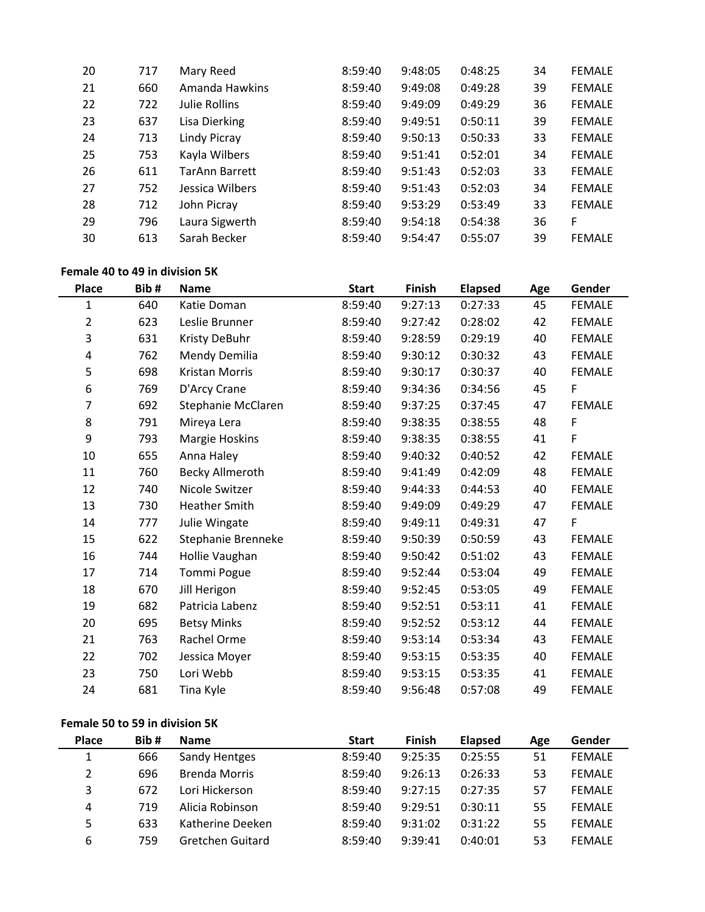| Place | Bib # | Name | Start | Finish | Elapsed | Age | Gender |
|---|---|---|---|---|---|---|---|
| 20 | 717 | Mary Reed | 8:59:40 | 9:48:05 | 0:48:25 | 34 | FEMALE |
| 21 | 660 | Amanda Hawkins | 8:59:40 | 9:49:08 | 0:49:28 | 39 | FEMALE |
| 22 | 722 | Julie Rollins | 8:59:40 | 9:49:09 | 0:49:29 | 36 | FEMALE |
| 23 | 637 | Lisa Dierking | 8:59:40 | 9:49:51 | 0:50:11 | 39 | FEMALE |
| 24 | 713 | Lindy Picray | 8:59:40 | 9:50:13 | 0:50:33 | 33 | FEMALE |
| 25 | 753 | Kayla Wilbers | 8:59:40 | 9:51:41 | 0:52:01 | 34 | FEMALE |
| 26 | 611 | TarAnn Barrett | 8:59:40 | 9:51:43 | 0:52:03 | 33 | FEMALE |
| 27 | 752 | Jessica Wilbers | 8:59:40 | 9:51:43 | 0:52:03 | 34 | FEMALE |
| 28 | 712 | John Picray | 8:59:40 | 9:53:29 | 0:53:49 | 33 | FEMALE |
| 29 | 796 | Laura Sigwerth | 8:59:40 | 9:54:18 | 0:54:38 | 36 | F |
| 30 | 613 | Sarah Becker | 8:59:40 | 9:54:47 | 0:55:07 | 39 | FEMALE |

**Female 40 to 49 in division 5K**

| Place | Bib # | Name | Start | Finish | Elapsed | Age | Gender |
|---|---|---|---|---|---|---|---|
| 1 | 640 | Katie Doman | 8:59:40 | 9:27:13 | 0:27:33 | 45 | FEMALE |
| 2 | 623 | Leslie Brunner | 8:59:40 | 9:27:42 | 0:28:02 | 42 | FEMALE |
| 3 | 631 | Kristy DeBuhr | 8:59:40 | 9:28:59 | 0:29:19 | 40 | FEMALE |
| 4 | 762 | Mendy Demilia | 8:59:40 | 9:30:12 | 0:30:32 | 43 | FEMALE |
| 5 | 698 | Kristan Morris | 8:59:40 | 9:30:17 | 0:30:37 | 40 | FEMALE |
| 6 | 769 | D'Arcy Crane | 8:59:40 | 9:34:36 | 0:34:56 | 45 | F |
| 7 | 692 | Stephanie McClaren | 8:59:40 | 9:37:25 | 0:37:45 | 47 | FEMALE |
| 8 | 791 | Mireya Lera | 8:59:40 | 9:38:35 | 0:38:55 | 48 | F |
| 9 | 793 | Margie Hoskins | 8:59:40 | 9:38:35 | 0:38:55 | 41 | F |
| 10 | 655 | Anna Haley | 8:59:40 | 9:40:32 | 0:40:52 | 42 | FEMALE |
| 11 | 760 | Becky Allmeroth | 8:59:40 | 9:41:49 | 0:42:09 | 48 | FEMALE |
| 12 | 740 | Nicole Switzer | 8:59:40 | 9:44:33 | 0:44:53 | 40 | FEMALE |
| 13 | 730 | Heather Smith | 8:59:40 | 9:49:09 | 0:49:29 | 47 | FEMALE |
| 14 | 777 | Julie Wingate | 8:59:40 | 9:49:11 | 0:49:31 | 47 | F |
| 15 | 622 | Stephanie Brenneke | 8:59:40 | 9:50:39 | 0:50:59 | 43 | FEMALE |
| 16 | 744 | Hollie Vaughan | 8:59:40 | 9:50:42 | 0:51:02 | 43 | FEMALE |
| 17 | 714 | Tommi Pogue | 8:59:40 | 9:52:44 | 0:53:04 | 49 | FEMALE |
| 18 | 670 | Jill Herigon | 8:59:40 | 9:52:45 | 0:53:05 | 49 | FEMALE |
| 19 | 682 | Patricia Labenz | 8:59:40 | 9:52:51 | 0:53:11 | 41 | FEMALE |
| 20 | 695 | Betsy Minks | 8:59:40 | 9:52:52 | 0:53:12 | 44 | FEMALE |
| 21 | 763 | Rachel Orme | 8:59:40 | 9:53:14 | 0:53:34 | 43 | FEMALE |
| 22 | 702 | Jessica Moyer | 8:59:40 | 9:53:15 | 0:53:35 | 40 | FEMALE |
| 23 | 750 | Lori Webb | 8:59:40 | 9:53:15 | 0:53:35 | 41 | FEMALE |
| 24 | 681 | Tina Kyle | 8:59:40 | 9:56:48 | 0:57:08 | 49 | FEMALE |

**Female 50 to 59 in division 5K**

| Place | Bib # | Name | Start | Finish | Elapsed | Age | Gender |
|---|---|---|---|---|---|---|---|
| 1 | 666 | Sandy Hentges | 8:59:40 | 9:25:35 | 0:25:55 | 51 | FEMALE |
| 2 | 696 | Brenda Morris | 8:59:40 | 9:26:13 | 0:26:33 | 53 | FEMALE |
| 3 | 672 | Lori Hickerson | 8:59:40 | 9:27:15 | 0:27:35 | 57 | FEMALE |
| 4 | 719 | Alicia Robinson | 8:59:40 | 9:29:51 | 0:30:11 | 55 | FEMALE |
| 5 | 633 | Katherine Deeken | 8:59:40 | 9:31:02 | 0:31:22 | 55 | FEMALE |
| 6 | 759 | Gretchen Guitard | 8:59:40 | 9:39:41 | 0:40:01 | 53 | FEMALE |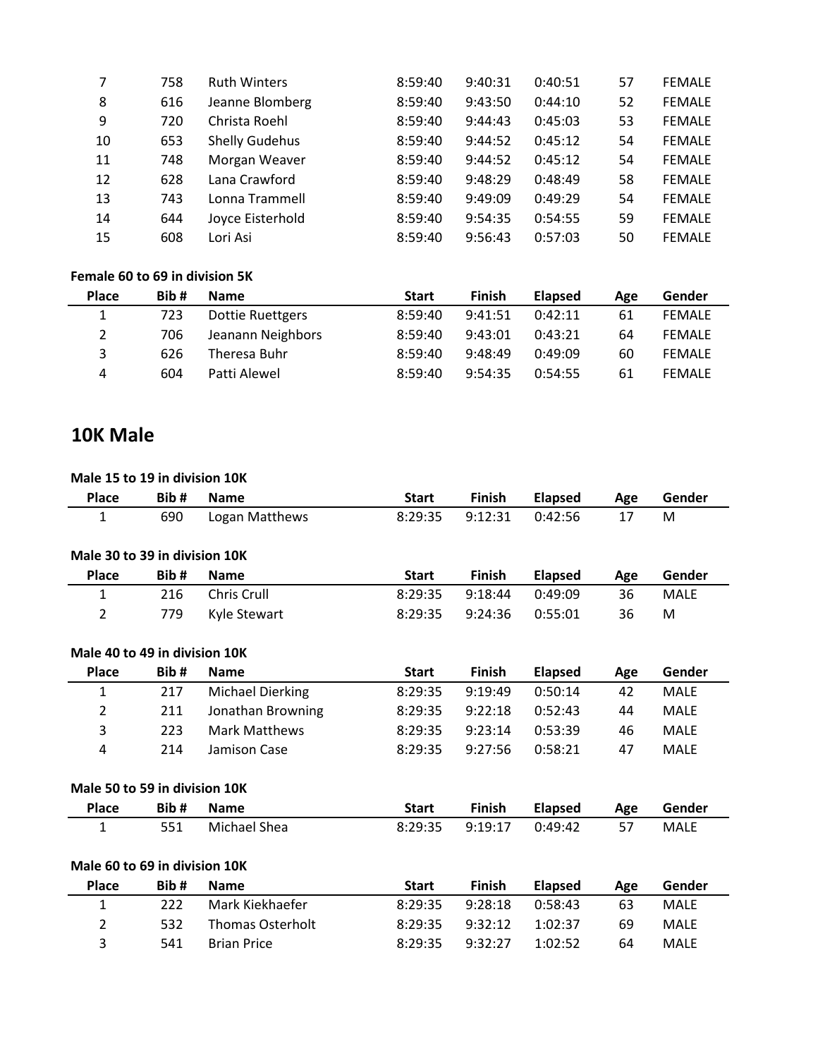| Place | Bib # | Name | Start | Finish | Elapsed | Age | Gender |
|---|---|---|---|---|---|---|---|
| 7 | 758 | Ruth Winters | 8:59:40 | 9:40:31 | 0:40:51 | 57 | FEMALE |
| 8 | 616 | Jeanne Blomberg | 8:59:40 | 9:43:50 | 0:44:10 | 52 | FEMALE |
| 9 | 720 | Christa Roehl | 8:59:40 | 9:44:43 | 0:45:03 | 53 | FEMALE |
| 10 | 653 | Shelly Gudehus | 8:59:40 | 9:44:52 | 0:45:12 | 54 | FEMALE |
| 11 | 748 | Morgan Weaver | 8:59:40 | 9:44:52 | 0:45:12 | 54 | FEMALE |
| 12 | 628 | Lana Crawford | 8:59:40 | 9:48:29 | 0:48:49 | 58 | FEMALE |
| 13 | 743 | Lonna Trammell | 8:59:40 | 9:49:09 | 0:49:29 | 54 | FEMALE |
| 14 | 644 | Joyce Eisterhold | 8:59:40 | 9:54:35 | 0:54:55 | 59 | FEMALE |
| 15 | 608 | Lori Asi | 8:59:40 | 9:56:43 | 0:57:03 | 50 | FEMALE |

**Female 60 to 69 in division 5K**

| Place | Bib # | Name | Start | Finish | Elapsed | Age | Gender |
|---|---|---|---|---|---|---|---|
| 1 | 723 | Dottie Ruettgers | 8:59:40 | 9:41:51 | 0:42:11 | 61 | FEMALE |
| 2 | 706 | Jeanann Neighbors | 8:59:40 | 9:43:01 | 0:43:21 | 64 | FEMALE |
| 3 | 626 | Theresa Buhr | 8:59:40 | 9:48:49 | 0:49:09 | 60 | FEMALE |
| 4 | 604 | Patti Alewel | 8:59:40 | 9:54:35 | 0:54:55 | 61 | FEMALE |

## 10K Male

**Male 15 to 19 in division 10K**

| Place | Bib # | Name | Start | Finish | Elapsed | Age | Gender |
|---|---|---|---|---|---|---|---|
| 1 | 690 | Logan Matthews | 8:29:35 | 9:12:31 | 0:42:56 | 17 | M |

**Male 30 to 39 in division 10K**

| Place | Bib # | Name | Start | Finish | Elapsed | Age | Gender |
|---|---|---|---|---|---|---|---|
| 1 | 216 | Chris Crull | 8:29:35 | 9:18:44 | 0:49:09 | 36 | MALE |
| 2 | 779 | Kyle Stewart | 8:29:35 | 9:24:36 | 0:55:01 | 36 | M |

**Male 40 to 49 in division 10K**

| Place | Bib # | Name | Start | Finish | Elapsed | Age | Gender |
|---|---|---|---|---|---|---|---|
| 1 | 217 | Michael Dierking | 8:29:35 | 9:19:49 | 0:50:14 | 42 | MALE |
| 2 | 211 | Jonathan Browning | 8:29:35 | 9:22:18 | 0:52:43 | 44 | MALE |
| 3 | 223 | Mark Matthews | 8:29:35 | 9:23:14 | 0:53:39 | 46 | MALE |
| 4 | 214 | Jamison Case | 8:29:35 | 9:27:56 | 0:58:21 | 47 | MALE |

**Male 50 to 59 in division 10K**

| Place | Bib # | Name | Start | Finish | Elapsed | Age | Gender |
|---|---|---|---|---|---|---|---|
| 1 | 551 | Michael Shea | 8:29:35 | 9:19:17 | 0:49:42 | 57 | MALE |

**Male 60 to 69 in division 10K**

| Place | Bib # | Name | Start | Finish | Elapsed | Age | Gender |
|---|---|---|---|---|---|---|---|
| 1 | 222 | Mark Kiekhaefer | 8:29:35 | 9:28:18 | 0:58:43 | 63 | MALE |
| 2 | 532 | Thomas Osterholt | 8:29:35 | 9:32:12 | 1:02:37 | 69 | MALE |
| 3 | 541 | Brian Price | 8:29:35 | 9:32:27 | 1:02:52 | 64 | MALE |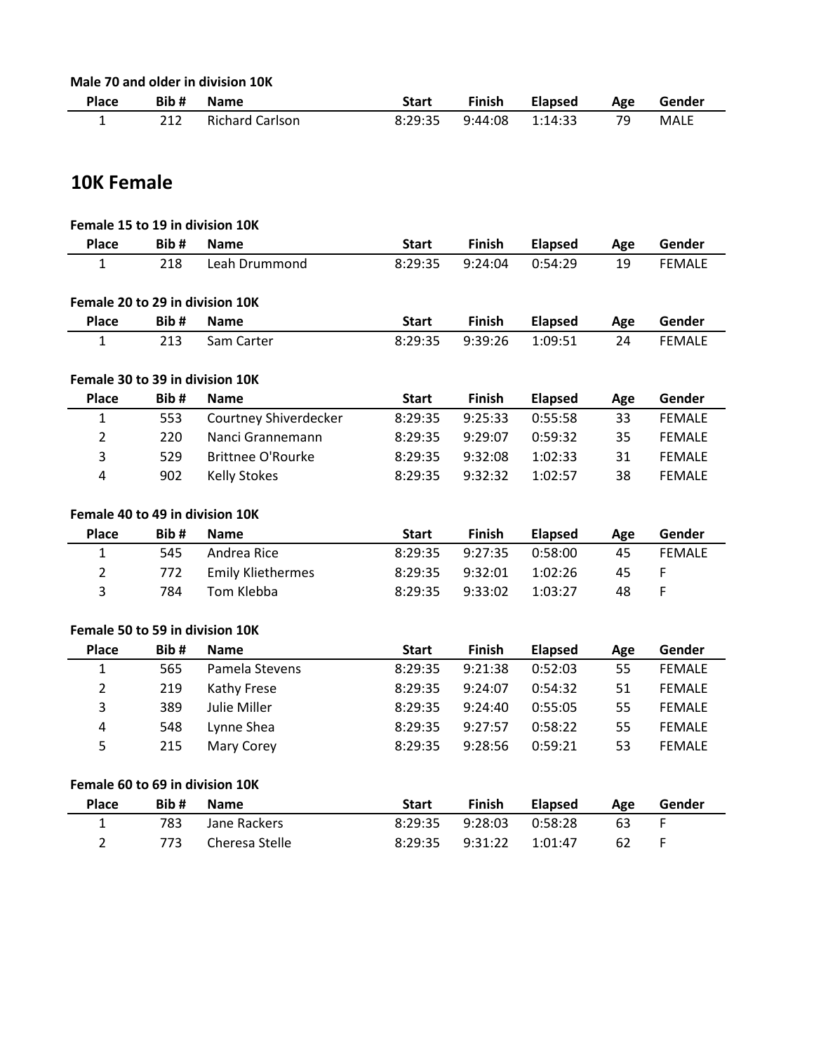**Male 70 and older in division 10K**

| Place | Bib # | Name | Start | Finish | Elapsed | Age | Gender |
|---|---|---|---|---|---|---|---|
| 1 | 212 | Richard Carlson | 8:29:35 | 9:44:08 | 1:14:33 | 79 | MALE |

## 10K Female

**Female 15 to 19 in division 10K**

| Place | Bib # | Name | Start | Finish | Elapsed | Age | Gender |
|---|---|---|---|---|---|---|---|
| 1 | 218 | Leah Drummond | 8:29:35 | 9:24:04 | 0:54:29 | 19 | FEMALE |

**Female 20 to 29 in division 10K**

| Place | Bib # | Name | Start | Finish | Elapsed | Age | Gender |
|---|---|---|---|---|---|---|---|
| 1 | 213 | Sam Carter | 8:29:35 | 9:39:26 | 1:09:51 | 24 | FEMALE |

**Female 30 to 39 in division 10K**

| Place | Bib # | Name | Start | Finish | Elapsed | Age | Gender |
|---|---|---|---|---|---|---|---|
| 1 | 553 | Courtney Shiverdecker | 8:29:35 | 9:25:33 | 0:55:58 | 33 | FEMALE |
| 2 | 220 | Nanci Grannemann | 8:29:35 | 9:29:07 | 0:59:32 | 35 | FEMALE |
| 3 | 529 | Brittnee O'Rourke | 8:29:35 | 9:32:08 | 1:02:33 | 31 | FEMALE |
| 4 | 902 | Kelly Stokes | 8:29:35 | 9:32:32 | 1:02:57 | 38 | FEMALE |

**Female 40 to 49 in division 10K**

| Place | Bib # | Name | Start | Finish | Elapsed | Age | Gender |
|---|---|---|---|---|---|---|---|
| 1 | 545 | Andrea Rice | 8:29:35 | 9:27:35 | 0:58:00 | 45 | FEMALE |
| 2 | 772 | Emily Kliethermes | 8:29:35 | 9:32:01 | 1:02:26 | 45 | F |
| 3 | 784 | Tom Klebba | 8:29:35 | 9:33:02 | 1:03:27 | 48 | F |

**Female 50 to 59 in division 10K**

| Place | Bib # | Name | Start | Finish | Elapsed | Age | Gender |
|---|---|---|---|---|---|---|---|
| 1 | 565 | Pamela Stevens | 8:29:35 | 9:21:38 | 0:52:03 | 55 | FEMALE |
| 2 | 219 | Kathy Frese | 8:29:35 | 9:24:07 | 0:54:32 | 51 | FEMALE |
| 3 | 389 | Julie Miller | 8:29:35 | 9:24:40 | 0:55:05 | 55 | FEMALE |
| 4 | 548 | Lynne Shea | 8:29:35 | 9:27:57 | 0:58:22 | 55 | FEMALE |
| 5 | 215 | Mary Corey | 8:29:35 | 9:28:56 | 0:59:21 | 53 | FEMALE |

**Female 60 to 69 in division 10K**

| Place | Bib # | Name | Start | Finish | Elapsed | Age | Gender |
|---|---|---|---|---|---|---|---|
| 1 | 783 | Jane Rackers | 8:29:35 | 9:28:03 | 0:58:28 | 63 | F |
| 2 | 773 | Cheresa Stelle | 8:29:35 | 9:31:22 | 1:01:47 | 62 | F |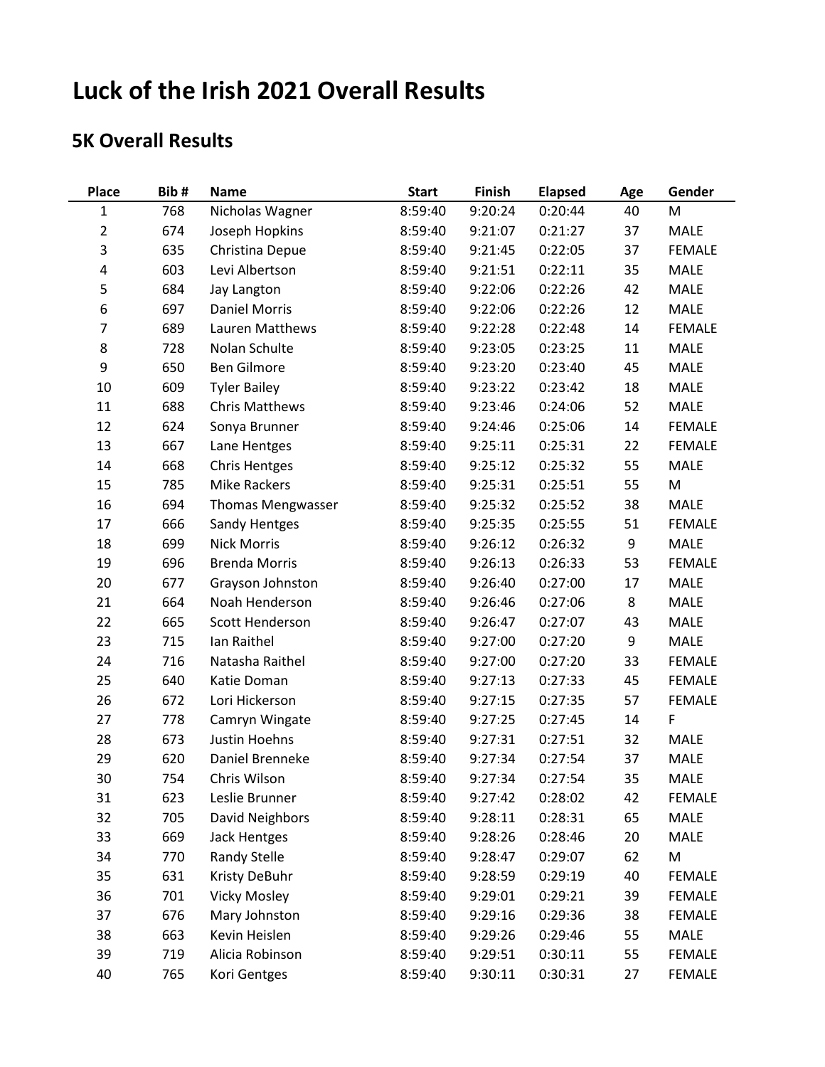# Luck of the Irish 2021 Overall Results

## 5K Overall Results

| Place | Bib # | Name | Start | Finish | Elapsed | Age | Gender |
|---|---|---|---|---|---|---|---|
| 1 | 768 | Nicholas Wagner | 8:59:40 | 9:20:24 | 0:20:44 | 40 | M |
| 2 | 674 | Joseph Hopkins | 8:59:40 | 9:21:07 | 0:21:27 | 37 | MALE |
| 3 | 635 | Christina Depue | 8:59:40 | 9:21:45 | 0:22:05 | 37 | FEMALE |
| 4 | 603 | Levi Albertson | 8:59:40 | 9:21:51 | 0:22:11 | 35 | MALE |
| 5 | 684 | Jay Langton | 8:59:40 | 9:22:06 | 0:22:26 | 42 | MALE |
| 6 | 697 | Daniel Morris | 8:59:40 | 9:22:06 | 0:22:26 | 12 | MALE |
| 7 | 689 | Lauren Matthews | 8:59:40 | 9:22:28 | 0:22:48 | 14 | FEMALE |
| 8 | 728 | Nolan Schulte | 8:59:40 | 9:23:05 | 0:23:25 | 11 | MALE |
| 9 | 650 | Ben Gilmore | 8:59:40 | 9:23:20 | 0:23:40 | 45 | MALE |
| 10 | 609 | Tyler Bailey | 8:59:40 | 9:23:22 | 0:23:42 | 18 | MALE |
| 11 | 688 | Chris Matthews | 8:59:40 | 9:23:46 | 0:24:06 | 52 | MALE |
| 12 | 624 | Sonya Brunner | 8:59:40 | 9:24:46 | 0:25:06 | 14 | FEMALE |
| 13 | 667 | Lane Hentges | 8:59:40 | 9:25:11 | 0:25:31 | 22 | FEMALE |
| 14 | 668 | Chris Hentges | 8:59:40 | 9:25:12 | 0:25:32 | 55 | MALE |
| 15 | 785 | Mike Rackers | 8:59:40 | 9:25:31 | 0:25:51 | 55 | M |
| 16 | 694 | Thomas Mengwasser | 8:59:40 | 9:25:32 | 0:25:52 | 38 | MALE |
| 17 | 666 | Sandy Hentges | 8:59:40 | 9:25:35 | 0:25:55 | 51 | FEMALE |
| 18 | 699 | Nick Morris | 8:59:40 | 9:26:12 | 0:26:32 | 9 | MALE |
| 19 | 696 | Brenda Morris | 8:59:40 | 9:26:13 | 0:26:33 | 53 | FEMALE |
| 20 | 677 | Grayson Johnston | 8:59:40 | 9:26:40 | 0:27:00 | 17 | MALE |
| 21 | 664 | Noah Henderson | 8:59:40 | 9:26:46 | 0:27:06 | 8 | MALE |
| 22 | 665 | Scott Henderson | 8:59:40 | 9:26:47 | 0:27:07 | 43 | MALE |
| 23 | 715 | Ian Raithel | 8:59:40 | 9:27:00 | 0:27:20 | 9 | MALE |
| 24 | 716 | Natasha Raithel | 8:59:40 | 9:27:00 | 0:27:20 | 33 | FEMALE |
| 25 | 640 | Katie Doman | 8:59:40 | 9:27:13 | 0:27:33 | 45 | FEMALE |
| 26 | 672 | Lori Hickerson | 8:59:40 | 9:27:15 | 0:27:35 | 57 | FEMALE |
| 27 | 778 | Camryn Wingate | 8:59:40 | 9:27:25 | 0:27:45 | 14 | F |
| 28 | 673 | Justin Hoehns | 8:59:40 | 9:27:31 | 0:27:51 | 32 | MALE |
| 29 | 620 | Daniel Brenneke | 8:59:40 | 9:27:34 | 0:27:54 | 37 | MALE |
| 30 | 754 | Chris Wilson | 8:59:40 | 9:27:34 | 0:27:54 | 35 | MALE |
| 31 | 623 | Leslie Brunner | 8:59:40 | 9:27:42 | 0:28:02 | 42 | FEMALE |
| 32 | 705 | David Neighbors | 8:59:40 | 9:28:11 | 0:28:31 | 65 | MALE |
| 33 | 669 | Jack Hentges | 8:59:40 | 9:28:26 | 0:28:46 | 20 | MALE |
| 34 | 770 | Randy Stelle | 8:59:40 | 9:28:47 | 0:29:07 | 62 | M |
| 35 | 631 | Kristy DeBuhr | 8:59:40 | 9:28:59 | 0:29:19 | 40 | FEMALE |
| 36 | 701 | Vicky Mosley | 8:59:40 | 9:29:01 | 0:29:21 | 39 | FEMALE |
| 37 | 676 | Mary Johnston | 8:59:40 | 9:29:16 | 0:29:36 | 38 | FEMALE |
| 38 | 663 | Kevin Heislen | 8:59:40 | 9:29:26 | 0:29:46 | 55 | MALE |
| 39 | 719 | Alicia Robinson | 8:59:40 | 9:29:51 | 0:30:11 | 55 | FEMALE |
| 40 | 765 | Kori Gentges | 8:59:40 | 9:30:11 | 0:30:31 | 27 | FEMALE |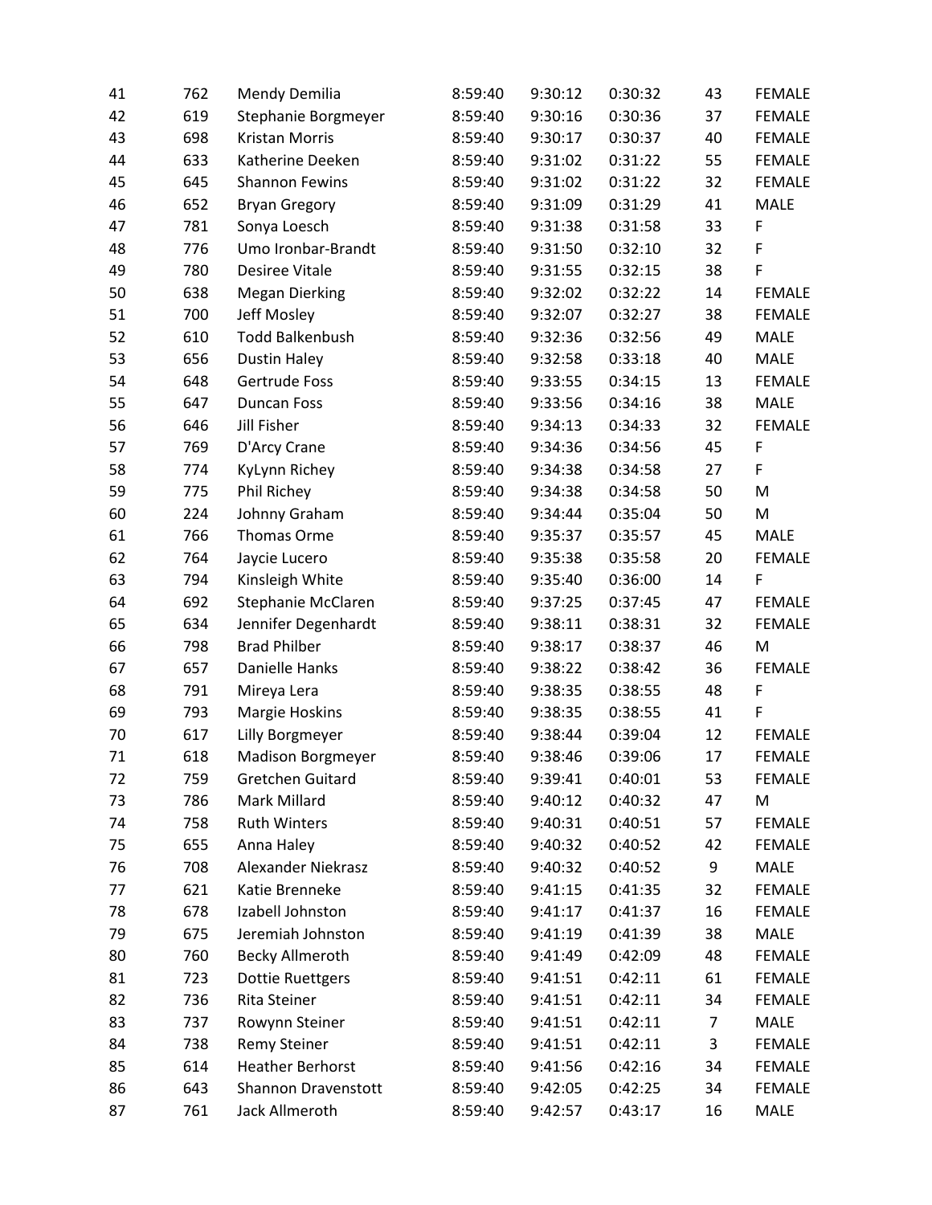| | | | | | | | |
|---|---|---|---|---|---|---|---|
| 41 | 762 | Mendy Demilia | 8:59:40 | 9:30:12 | 0:30:32 | 43 | FEMALE |
| 42 | 619 | Stephanie Borgmeyer | 8:59:40 | 9:30:16 | 0:30:36 | 37 | FEMALE |
| 43 | 698 | Kristan Morris | 8:59:40 | 9:30:17 | 0:30:37 | 40 | FEMALE |
| 44 | 633 | Katherine Deeken | 8:59:40 | 9:31:02 | 0:31:22 | 55 | FEMALE |
| 45 | 645 | Shannon Fewins | 8:59:40 | 9:31:02 | 0:31:22 | 32 | FEMALE |
| 46 | 652 | Bryan Gregory | 8:59:40 | 9:31:09 | 0:31:29 | 41 | MALE |
| 47 | 781 | Sonya Loesch | 8:59:40 | 9:31:38 | 0:31:58 | 33 | F |
| 48 | 776 | Umo Ironbar-Brandt | 8:59:40 | 9:31:50 | 0:32:10 | 32 | F |
| 49 | 780 | Desiree Vitale | 8:59:40 | 9:31:55 | 0:32:15 | 38 | F |
| 50 | 638 | Megan Dierking | 8:59:40 | 9:32:02 | 0:32:22 | 14 | FEMALE |
| 51 | 700 | Jeff Mosley | 8:59:40 | 9:32:07 | 0:32:27 | 38 | FEMALE |
| 52 | 610 | Todd Balkenbush | 8:59:40 | 9:32:36 | 0:32:56 | 49 | MALE |
| 53 | 656 | Dustin Haley | 8:59:40 | 9:32:58 | 0:33:18 | 40 | MALE |
| 54 | 648 | Gertrude Foss | 8:59:40 | 9:33:55 | 0:34:15 | 13 | FEMALE |
| 55 | 647 | Duncan Foss | 8:59:40 | 9:33:56 | 0:34:16 | 38 | MALE |
| 56 | 646 | Jill Fisher | 8:59:40 | 9:34:13 | 0:34:33 | 32 | FEMALE |
| 57 | 769 | D'Arcy Crane | 8:59:40 | 9:34:36 | 0:34:56 | 45 | F |
| 58 | 774 | KyLynn Richey | 8:59:40 | 9:34:38 | 0:34:58 | 27 | F |
| 59 | 775 | Phil Richey | 8:59:40 | 9:34:38 | 0:34:58 | 50 | M |
| 60 | 224 | Johnny Graham | 8:59:40 | 9:34:44 | 0:35:04 | 50 | M |
| 61 | 766 | Thomas Orme | 8:59:40 | 9:35:37 | 0:35:57 | 45 | MALE |
| 62 | 764 | Jaycie Lucero | 8:59:40 | 9:35:38 | 0:35:58 | 20 | FEMALE |
| 63 | 794 | Kinsleigh White | 8:59:40 | 9:35:40 | 0:36:00 | 14 | F |
| 64 | 692 | Stephanie McClaren | 8:59:40 | 9:37:25 | 0:37:45 | 47 | FEMALE |
| 65 | 634 | Jennifer Degenhardt | 8:59:40 | 9:38:11 | 0:38:31 | 32 | FEMALE |
| 66 | 798 | Brad Philber | 8:59:40 | 9:38:17 | 0:38:37 | 46 | M |
| 67 | 657 | Danielle Hanks | 8:59:40 | 9:38:22 | 0:38:42 | 36 | FEMALE |
| 68 | 791 | Mireya Lera | 8:59:40 | 9:38:35 | 0:38:55 | 48 | F |
| 69 | 793 | Margie Hoskins | 8:59:40 | 9:38:35 | 0:38:55 | 41 | F |
| 70 | 617 | Lilly Borgmeyer | 8:59:40 | 9:38:44 | 0:39:04 | 12 | FEMALE |
| 71 | 618 | Madison Borgmeyer | 8:59:40 | 9:38:46 | 0:39:06 | 17 | FEMALE |
| 72 | 759 | Gretchen Guitard | 8:59:40 | 9:39:41 | 0:40:01 | 53 | FEMALE |
| 73 | 786 | Mark Millard | 8:59:40 | 9:40:12 | 0:40:32 | 47 | M |
| 74 | 758 | Ruth Winters | 8:59:40 | 9:40:31 | 0:40:51 | 57 | FEMALE |
| 75 | 655 | Anna Haley | 8:59:40 | 9:40:32 | 0:40:52 | 42 | FEMALE |
| 76 | 708 | Alexander Niekrasz | 8:59:40 | 9:40:32 | 0:40:52 | 9 | MALE |
| 77 | 621 | Katie Brenneke | 8:59:40 | 9:41:15 | 0:41:35 | 32 | FEMALE |
| 78 | 678 | Izabell Johnston | 8:59:40 | 9:41:17 | 0:41:37 | 16 | FEMALE |
| 79 | 675 | Jeremiah Johnston | 8:59:40 | 9:41:19 | 0:41:39 | 38 | MALE |
| 80 | 760 | Becky Allmeroth | 8:59:40 | 9:41:49 | 0:42:09 | 48 | FEMALE |
| 81 | 723 | Dottie Ruettgers | 8:59:40 | 9:41:51 | 0:42:11 | 61 | FEMALE |
| 82 | 736 | Rita Steiner | 8:59:40 | 9:41:51 | 0:42:11 | 34 | FEMALE |
| 83 | 737 | Rowynn Steiner | 8:59:40 | 9:41:51 | 0:42:11 | 7 | MALE |
| 84 | 738 | Remy Steiner | 8:59:40 | 9:41:51 | 0:42:11 | 3 | FEMALE |
| 85 | 614 | Heather Berhorst | 8:59:40 | 9:41:56 | 0:42:16 | 34 | FEMALE |
| 86 | 643 | Shannon Dravenstott | 8:59:40 | 9:42:05 | 0:42:25 | 34 | FEMALE |
| 87 | 761 | Jack Allmeroth | 8:59:40 | 9:42:57 | 0:43:17 | 16 | MALE |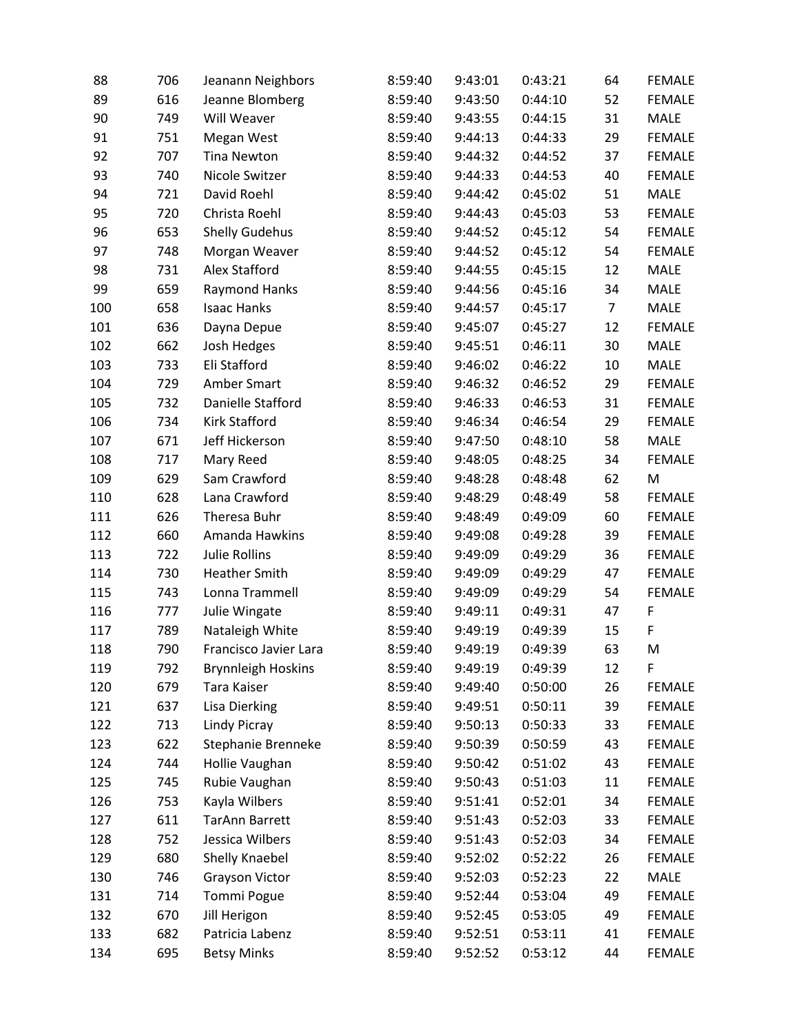| | | | | | | | |
|---|---|---|---|---|---|---|---|
| 88 | 706 | Jeanann Neighbors | 8:59:40 | 9:43:01 | 0:43:21 | 64 | FEMALE |
| 89 | 616 | Jeanne Blomberg | 8:59:40 | 9:43:50 | 0:44:10 | 52 | FEMALE |
| 90 | 749 | Will Weaver | 8:59:40 | 9:43:55 | 0:44:15 | 31 | MALE |
| 91 | 751 | Megan West | 8:59:40 | 9:44:13 | 0:44:33 | 29 | FEMALE |
| 92 | 707 | Tina Newton | 8:59:40 | 9:44:32 | 0:44:52 | 37 | FEMALE |
| 93 | 740 | Nicole Switzer | 8:59:40 | 9:44:33 | 0:44:53 | 40 | FEMALE |
| 94 | 721 | David Roehl | 8:59:40 | 9:44:42 | 0:45:02 | 51 | MALE |
| 95 | 720 | Christa Roehl | 8:59:40 | 9:44:43 | 0:45:03 | 53 | FEMALE |
| 96 | 653 | Shelly Gudehus | 8:59:40 | 9:44:52 | 0:45:12 | 54 | FEMALE |
| 97 | 748 | Morgan Weaver | 8:59:40 | 9:44:52 | 0:45:12 | 54 | FEMALE |
| 98 | 731 | Alex Stafford | 8:59:40 | 9:44:55 | 0:45:15 | 12 | MALE |
| 99 | 659 | Raymond Hanks | 8:59:40 | 9:44:56 | 0:45:16 | 34 | MALE |
| 100 | 658 | Isaac Hanks | 8:59:40 | 9:44:57 | 0:45:17 | 7 | MALE |
| 101 | 636 | Dayna Depue | 8:59:40 | 9:45:07 | 0:45:27 | 12 | FEMALE |
| 102 | 662 | Josh Hedges | 8:59:40 | 9:45:51 | 0:46:11 | 30 | MALE |
| 103 | 733 | Eli Stafford | 8:59:40 | 9:46:02 | 0:46:22 | 10 | MALE |
| 104 | 729 | Amber Smart | 8:59:40 | 9:46:32 | 0:46:52 | 29 | FEMALE |
| 105 | 732 | Danielle Stafford | 8:59:40 | 9:46:33 | 0:46:53 | 31 | FEMALE |
| 106 | 734 | Kirk Stafford | 8:59:40 | 9:46:34 | 0:46:54 | 29 | FEMALE |
| 107 | 671 | Jeff Hickerson | 8:59:40 | 9:47:50 | 0:48:10 | 58 | MALE |
| 108 | 717 | Mary Reed | 8:59:40 | 9:48:05 | 0:48:25 | 34 | FEMALE |
| 109 | 629 | Sam Crawford | 8:59:40 | 9:48:28 | 0:48:48 | 62 | M |
| 110 | 628 | Lana Crawford | 8:59:40 | 9:48:29 | 0:48:49 | 58 | FEMALE |
| 111 | 626 | Theresa Buhr | 8:59:40 | 9:48:49 | 0:49:09 | 60 | FEMALE |
| 112 | 660 | Amanda Hawkins | 8:59:40 | 9:49:08 | 0:49:28 | 39 | FEMALE |
| 113 | 722 | Julie Rollins | 8:59:40 | 9:49:09 | 0:49:29 | 36 | FEMALE |
| 114 | 730 | Heather Smith | 8:59:40 | 9:49:09 | 0:49:29 | 47 | FEMALE |
| 115 | 743 | Lonna Trammell | 8:59:40 | 9:49:09 | 0:49:29 | 54 | FEMALE |
| 116 | 777 | Julie Wingate | 8:59:40 | 9:49:11 | 0:49:31 | 47 | F |
| 117 | 789 | Nataleigh White | 8:59:40 | 9:49:19 | 0:49:39 | 15 | F |
| 118 | 790 | Francisco Javier Lara | 8:59:40 | 9:49:19 | 0:49:39 | 63 | M |
| 119 | 792 | Brynnleigh Hoskins | 8:59:40 | 9:49:19 | 0:49:39 | 12 | F |
| 120 | 679 | Tara Kaiser | 8:59:40 | 9:49:40 | 0:50:00 | 26 | FEMALE |
| 121 | 637 | Lisa Dierking | 8:59:40 | 9:49:51 | 0:50:11 | 39 | FEMALE |
| 122 | 713 | Lindy Picray | 8:59:40 | 9:50:13 | 0:50:33 | 33 | FEMALE |
| 123 | 622 | Stephanie Brenneke | 8:59:40 | 9:50:39 | 0:50:59 | 43 | FEMALE |
| 124 | 744 | Hollie Vaughan | 8:59:40 | 9:50:42 | 0:51:02 | 43 | FEMALE |
| 125 | 745 | Rubie Vaughan | 8:59:40 | 9:50:43 | 0:51:03 | 11 | FEMALE |
| 126 | 753 | Kayla Wilbers | 8:59:40 | 9:51:41 | 0:52:01 | 34 | FEMALE |
| 127 | 611 | TarAnn Barrett | 8:59:40 | 9:51:43 | 0:52:03 | 33 | FEMALE |
| 128 | 752 | Jessica Wilbers | 8:59:40 | 9:51:43 | 0:52:03 | 34 | FEMALE |
| 129 | 680 | Shelly Knaebel | 8:59:40 | 9:52:02 | 0:52:22 | 26 | FEMALE |
| 130 | 746 | Grayson Victor | 8:59:40 | 9:52:03 | 0:52:23 | 22 | MALE |
| 131 | 714 | Tommi Pogue | 8:59:40 | 9:52:44 | 0:53:04 | 49 | FEMALE |
| 132 | 670 | Jill Herigon | 8:59:40 | 9:52:45 | 0:53:05 | 49 | FEMALE |
| 133 | 682 | Patricia Labenz | 8:59:40 | 9:52:51 | 0:53:11 | 41 | FEMALE |
| 134 | 695 | Betsy Minks | 8:59:40 | 9:52:52 | 0:53:12 | 44 | FEMALE |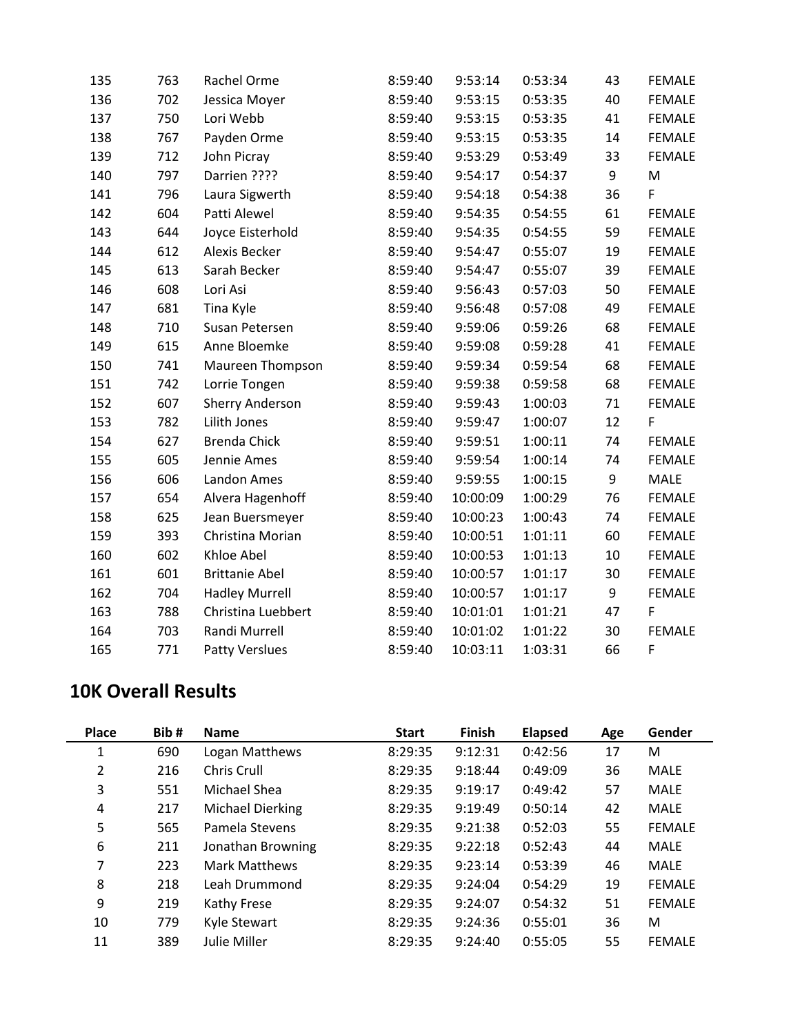| Place | Bib # | Name | Start | Finish | Elapsed | Age | Gender |
|---|---|---|---|---|---|---|---|
| 135 | 763 | Rachel Orme | 8:59:40 | 9:53:14 | 0:53:34 | 43 | FEMALE |
| 136 | 702 | Jessica Moyer | 8:59:40 | 9:53:15 | 0:53:35 | 40 | FEMALE |
| 137 | 750 | Lori Webb | 8:59:40 | 9:53:15 | 0:53:35 | 41 | FEMALE |
| 138 | 767 | Payden Orme | 8:59:40 | 9:53:15 | 0:53:35 | 14 | FEMALE |
| 139 | 712 | John Picray | 8:59:40 | 9:53:29 | 0:53:49 | 33 | FEMALE |
| 140 | 797 | Darrien ???? | 8:59:40 | 9:54:17 | 0:54:37 | 9 | M |
| 141 | 796 | Laura Sigwerth | 8:59:40 | 9:54:18 | 0:54:38 | 36 | F |
| 142 | 604 | Patti Alewel | 8:59:40 | 9:54:35 | 0:54:55 | 61 | FEMALE |
| 143 | 644 | Joyce Eisterhold | 8:59:40 | 9:54:35 | 0:54:55 | 59 | FEMALE |
| 144 | 612 | Alexis Becker | 8:59:40 | 9:54:47 | 0:55:07 | 19 | FEMALE |
| 145 | 613 | Sarah Becker | 8:59:40 | 9:54:47 | 0:55:07 | 39 | FEMALE |
| 146 | 608 | Lori Asi | 8:59:40 | 9:56:43 | 0:57:03 | 50 | FEMALE |
| 147 | 681 | Tina Kyle | 8:59:40 | 9:56:48 | 0:57:08 | 49 | FEMALE |
| 148 | 710 | Susan Petersen | 8:59:40 | 9:59:06 | 0:59:26 | 68 | FEMALE |
| 149 | 615 | Anne Bloemke | 8:59:40 | 9:59:08 | 0:59:28 | 41 | FEMALE |
| 150 | 741 | Maureen Thompson | 8:59:40 | 9:59:34 | 0:59:54 | 68 | FEMALE |
| 151 | 742 | Lorrie Tongen | 8:59:40 | 9:59:38 | 0:59:58 | 68 | FEMALE |
| 152 | 607 | Sherry Anderson | 8:59:40 | 9:59:43 | 1:00:03 | 71 | FEMALE |
| 153 | 782 | Lilith Jones | 8:59:40 | 9:59:47 | 1:00:07 | 12 | F |
| 154 | 627 | Brenda Chick | 8:59:40 | 9:59:51 | 1:00:11 | 74 | FEMALE |
| 155 | 605 | Jennie Ames | 8:59:40 | 9:59:54 | 1:00:14 | 74 | FEMALE |
| 156 | 606 | Landon Ames | 8:59:40 | 9:59:55 | 1:00:15 | 9 | MALE |
| 157 | 654 | Alvera Hagenhoff | 8:59:40 | 10:00:09 | 1:00:29 | 76 | FEMALE |
| 158 | 625 | Jean Buersmeyer | 8:59:40 | 10:00:23 | 1:00:43 | 74 | FEMALE |
| 159 | 393 | Christina Morian | 8:59:40 | 10:00:51 | 1:01:11 | 60 | FEMALE |
| 160 | 602 | Khloe Abel | 8:59:40 | 10:00:53 | 1:01:13 | 10 | FEMALE |
| 161 | 601 | Brittanie Abel | 8:59:40 | 10:00:57 | 1:01:17 | 30 | FEMALE |
| 162 | 704 | Hadley Murrell | 8:59:40 | 10:00:57 | 1:01:17 | 9 | FEMALE |
| 163 | 788 | Christina Luebbert | 8:59:40 | 10:01:01 | 1:01:21 | 47 | F |
| 164 | 703 | Randi Murrell | 8:59:40 | 10:01:02 | 1:01:22 | 30 | FEMALE |
| 165 | 771 | Patty Verslues | 8:59:40 | 10:03:11 | 1:03:31 | 66 | F |

## 10K Overall Results

| Place | Bib # | Name | Start | Finish | Elapsed | Age | Gender |
|---|---|---|---|---|---|---|---|
| 1 | 690 | Logan Matthews | 8:29:35 | 9:12:31 | 0:42:56 | 17 | M |
| 2 | 216 | Chris Crull | 8:29:35 | 9:18:44 | 0:49:09 | 36 | MALE |
| 3 | 551 | Michael Shea | 8:29:35 | 9:19:17 | 0:49:42 | 57 | MALE |
| 4 | 217 | Michael Dierking | 8:29:35 | 9:19:49 | 0:50:14 | 42 | MALE |
| 5 | 565 | Pamela Stevens | 8:29:35 | 9:21:38 | 0:52:03 | 55 | FEMALE |
| 6 | 211 | Jonathan Browning | 8:29:35 | 9:22:18 | 0:52:43 | 44 | MALE |
| 7 | 223 | Mark Matthews | 8:29:35 | 9:23:14 | 0:53:39 | 46 | MALE |
| 8 | 218 | Leah Drummond | 8:29:35 | 9:24:04 | 0:54:29 | 19 | FEMALE |
| 9 | 219 | Kathy Frese | 8:29:35 | 9:24:07 | 0:54:32 | 51 | FEMALE |
| 10 | 779 | Kyle Stewart | 8:29:35 | 9:24:36 | 0:55:01 | 36 | M |
| 11 | 389 | Julie Miller | 8:29:35 | 9:24:40 | 0:55:05 | 55 | FEMALE |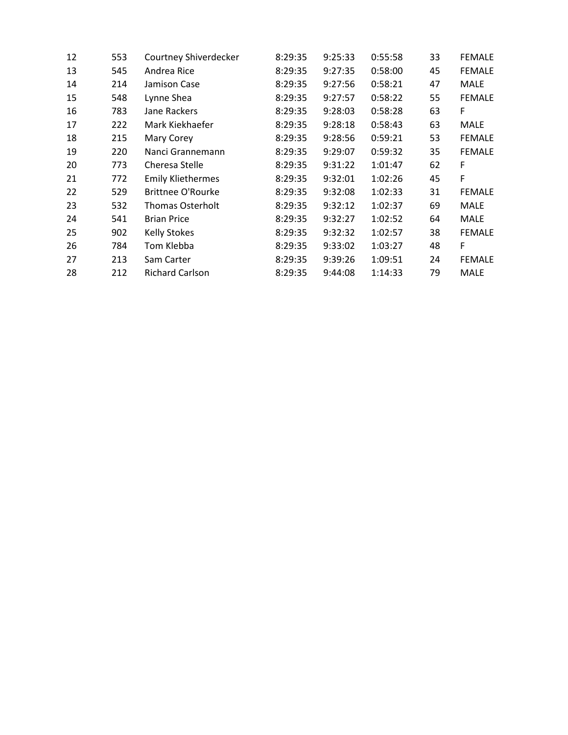| | | | | | | | |
|---|---|---|---|---|---|---|---|
| 12 | 553 | Courtney Shiverdecker | 8:29:35 | 9:25:33 | 0:55:58 | 33 | FEMALE |
| 13 | 545 | Andrea Rice | 8:29:35 | 9:27:35 | 0:58:00 | 45 | FEMALE |
| 14 | 214 | Jamison Case | 8:29:35 | 9:27:56 | 0:58:21 | 47 | MALE |
| 15 | 548 | Lynne Shea | 8:29:35 | 9:27:57 | 0:58:22 | 55 | FEMALE |
| 16 | 783 | Jane Rackers | 8:29:35 | 9:28:03 | 0:58:28 | 63 | F |
| 17 | 222 | Mark Kiekhaefer | 8:29:35 | 9:28:18 | 0:58:43 | 63 | MALE |
| 18 | 215 | Mary Corey | 8:29:35 | 9:28:56 | 0:59:21 | 53 | FEMALE |
| 19 | 220 | Nanci Grannemann | 8:29:35 | 9:29:07 | 0:59:32 | 35 | FEMALE |
| 20 | 773 | Cheresa Stelle | 8:29:35 | 9:31:22 | 1:01:47 | 62 | F |
| 21 | 772 | Emily Kliethermes | 8:29:35 | 9:32:01 | 1:02:26 | 45 | F |
| 22 | 529 | Brittnee O'Rourke | 8:29:35 | 9:32:08 | 1:02:33 | 31 | FEMALE |
| 23 | 532 | Thomas Osterholt | 8:29:35 | 9:32:12 | 1:02:37 | 69 | MALE |
| 24 | 541 | Brian Price | 8:29:35 | 9:32:27 | 1:02:52 | 64 | MALE |
| 25 | 902 | Kelly Stokes | 8:29:35 | 9:32:32 | 1:02:57 | 38 | FEMALE |
| 26 | 784 | Tom Klebba | 8:29:35 | 9:33:02 | 1:03:27 | 48 | F |
| 27 | 213 | Sam Carter | 8:29:35 | 9:39:26 | 1:09:51 | 24 | FEMALE |
| 28 | 212 | Richard Carlson | 8:29:35 | 9:44:08 | 1:14:33 | 79 | MALE |